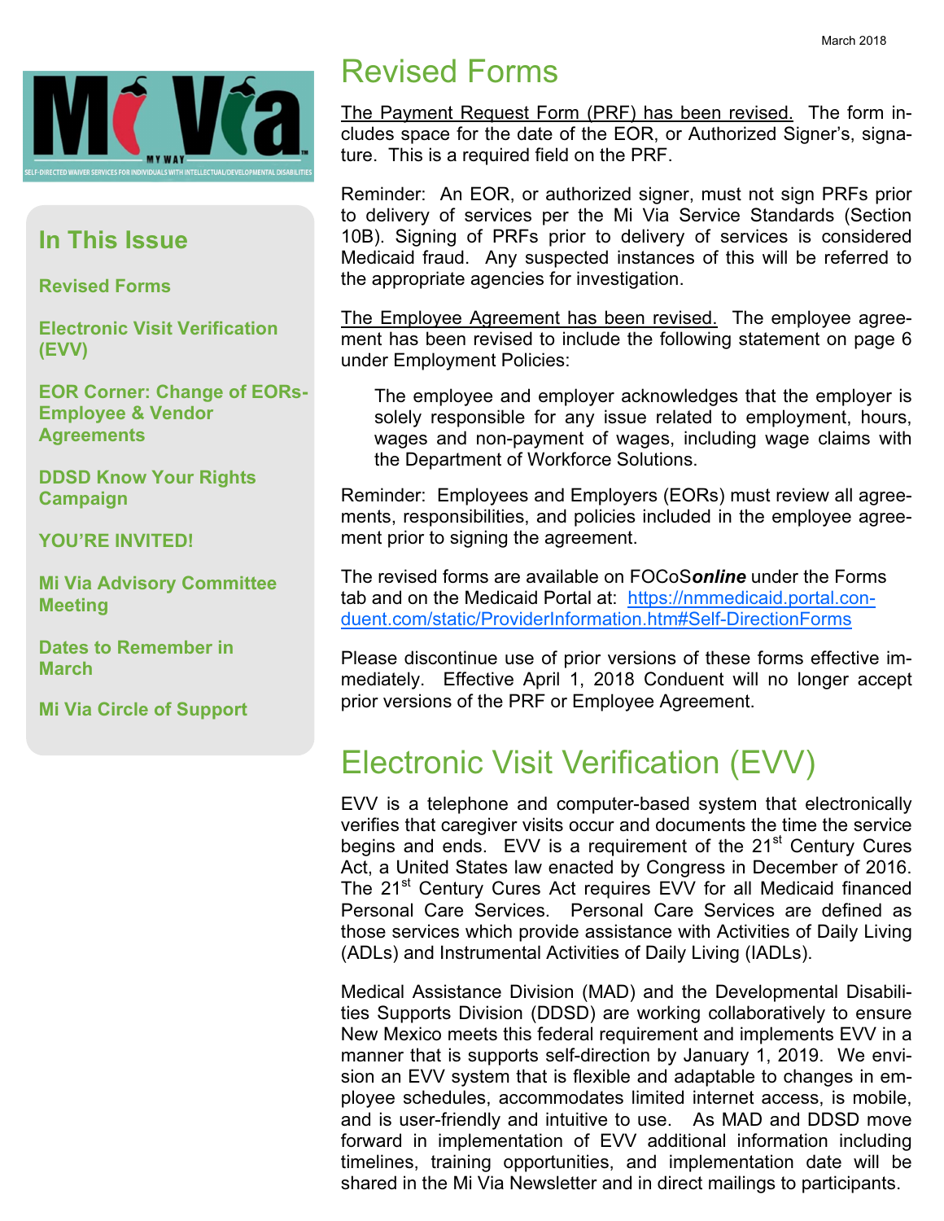March 2018

Mi Via

MY WAY

SELF-DIRECTED WAIVER SERVICES FOR INDIVIDUALS WITH INTELLECTUAL/DEVELOPMENTAL DISABILITIES

## In This Issue

**Revised Forms**

**Electronic Visit Verification (EVV)**

**EOR Corner: Change of EORs-Employee & Vendor Agreements**

**DDSD Know Your Rights Campaign**

**YOU'RE INVITED!**

**Mi Via Advisory Committee Meeting**

**Dates to Remember in March**

**Mi Via Circle of Support**

# Revised Forms

The Payment Request Form (PRF) has been revised. The form includes space for the date of the EOR, or Authorized Signer's, signature. This is a required field on the PRF.

Reminder: An EOR, or authorized signer, must not sign PRFs prior to delivery of services per the Mi Via Service Standards (Section 10B). Signing of PRFs prior to delivery of services is considered Medicaid fraud. Any suspected instances of this will be referred to the appropriate agencies for investigation.

The Employee Agreement has been revised. The employee agreement has been revised to include the following statement on page 6 under Employment Policies:

> The employee and employer acknowledges that the employer is solely responsible for any issue related to employment, hours, wages and non-payment of wages, including wage claims with the Department of Workforce Solutions.

Reminder: Employees and Employers (EORs) must review all agreements, responsibilities, and policies included in the employee agreement prior to signing the agreement.

The revised forms are available on FOCoS***online*** under the Forms tab and on the Medicaid Portal at: https://nmmedicaid.portal.conduent.com/static/ProviderInformation.htm#Self-DirectionForms

Please discontinue use of prior versions of these forms effective immediately. Effective April 1, 2018 Conduent will no longer accept prior versions of the PRF or Employee Agreement.

# Electronic Visit Verification (EVV)

EVV is a telephone and computer-based system that electronically verifies that caregiver visits occur and documents the time the service begins and ends. EVV is a requirement of the 21st Century Cures Act, a United States law enacted by Congress in December of 2016. The 21st Century Cures Act requires EVV for all Medicaid financed Personal Care Services. Personal Care Services are defined as those services which provide assistance with Activities of Daily Living (ADLs) and Instrumental Activities of Daily Living (IADLs).

Medical Assistance Division (MAD) and the Developmental Disabilities Supports Division (DDSD) are working collaboratively to ensure New Mexico meets this federal requirement and implements EVV in a manner that is supports self-direction by January 1, 2019. We envision an EVV system that is flexible and adaptable to changes in employee schedules, accommodates limited internet access, is mobile, and is user-friendly and intuitive to use. As MAD and DDSD move forward in implementation of EVV additional information including timelines, training opportunities, and implementation date will be shared in the Mi Via Newsletter and in direct mailings to participants.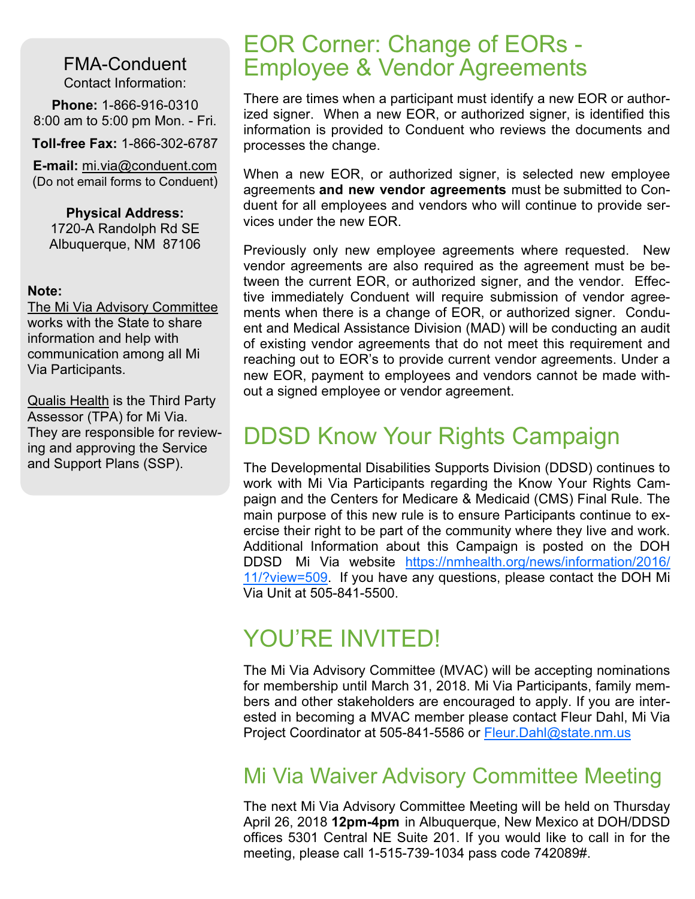**FMA-Conduent**

Contact Information:

**Phone:** 1-866-916-0310
8:00 am to 5:00 pm Mon. - Fri.

**Toll-free Fax:** 1-866-302-6787

**E-mail:** mi.via@conduent.com
(Do not email forms to Conduent)

**Physical Address:**
1720-A Randolph Rd SE
Albuquerque, NM 87106

**Note:**

The Mi Via Advisory Committee works with the State to share information and help with communication among all Mi Via Participants.

Qualis Health is the Third Party Assessor (TPA) for Mi Via. They are responsible for reviewing and approving the Service and Support Plans (SSP).

# EOR Corner: Change of EORs - Employee & Vendor Agreements

There are times when a participant must identify a new EOR or authorized signer. When a new EOR, or authorized signer, is identified this information is provided to Conduent who reviews the documents and processes the change.

When a new EOR, or authorized signer, is selected new employee agreements **and new vendor agreements** must be submitted to Conduent for all employees and vendors who will continue to provide services under the new EOR.

Previously only new employee agreements where requested. New vendor agreements are also required as the agreement must be between the current EOR, or authorized signer, and the vendor. Effective immediately Conduent will require submission of vendor agreements when there is a change of EOR, or authorized signer. Conduent and Medical Assistance Division (MAD) will be conducting an audit of existing vendor agreements that do not meet this requirement and reaching out to EOR's to provide current vendor agreements. Under a new EOR, payment to employees and vendors cannot be made without a signed employee or vendor agreement.

# DDSD Know Your Rights Campaign

The Developmental Disabilities Supports Division (DDSD) continues to work with Mi Via Participants regarding the Know Your Rights Campaign and the Centers for Medicare & Medicaid (CMS) Final Rule. The main purpose of this new rule is to ensure Participants continue to exercise their right to be part of the community where they live and work. Additional Information about this Campaign is posted on the DOH DDSD Mi Via website https://nmhealth.org/news/information/2016/11/?view=509. If you have any questions, please contact the DOH Mi Via Unit at 505-841-5500.

# YOU'RE INVITED!

The Mi Via Advisory Committee (MVAC) will be accepting nominations for membership until March 31, 2018. Mi Via Participants, family members and other stakeholders are encouraged to apply. If you are interested in becoming a MVAC member please contact Fleur Dahl, Mi Via Project Coordinator at 505-841-5586 or Fleur.Dahl@state.nm.us

## Mi Via Waiver Advisory Committee Meeting

The next Mi Via Advisory Committee Meeting will be held on Thursday April 26, 2018 **12pm-4pm** in Albuquerque, New Mexico at DOH/DDSD offices 5301 Central NE Suite 201. If you would like to call in for the meeting, please call 1-515-739-1034 pass code 742089#.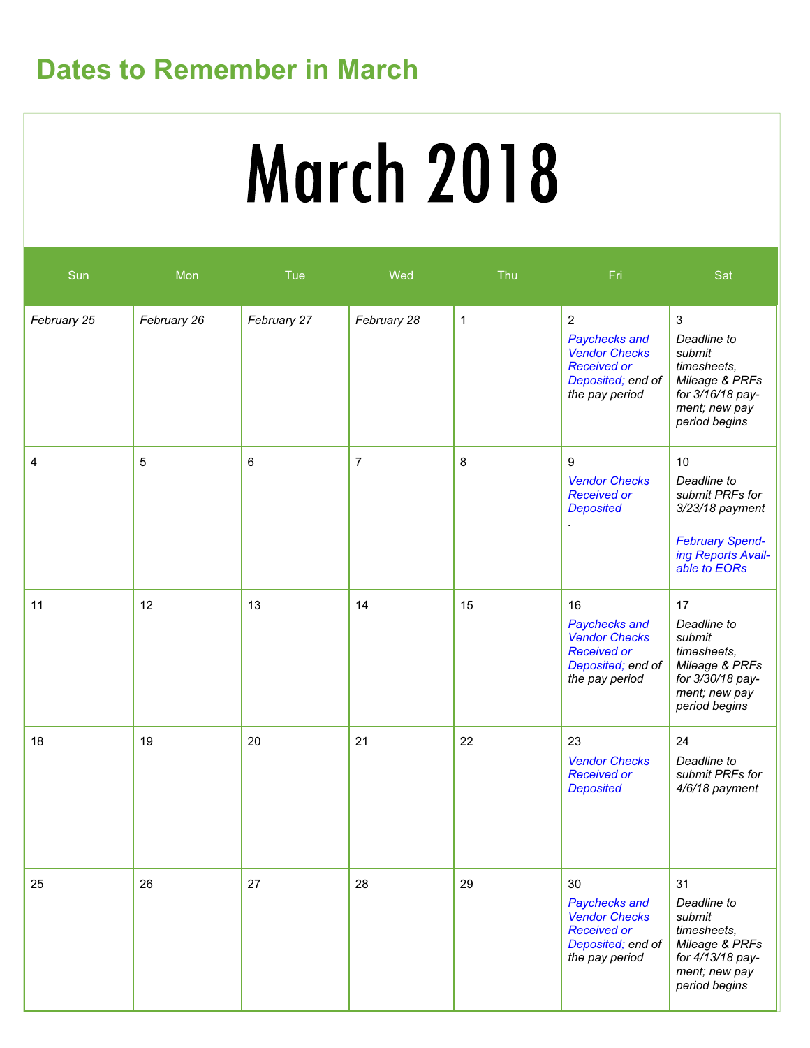## Dates to Remember in March

# March 2018

| Sun | Mon | Tue | Wed | Thu | Fri | Sat |
|---|---|---|---|---|---|---|
| *February 25* | *February 26* | *February 27* | *February 28* | 1 | 2 *Paychecks and Vendor Checks Received or Deposited;* *end of the pay period* | 3 *Deadline to submit timesheets, Mileage & PRFs for 3/16/18 payment; new pay period begins* |
| 4 | 5 | 6 | 7 | 8 | 9 *Vendor Checks Received or Deposited* . | 10 *Deadline to submit PRFs for 3/23/18 payment* *February Spending Reports Available to EORs* |
| 11 | 12 | 13 | 14 | 15 | 16 *Paychecks and Vendor Checks Received or Deposited;* *end of the pay period* | 17 *Deadline to submit timesheets, Mileage & PRFs for 3/30/18 payment; new pay period begins* |
| 18 | 19 | 20 | 21 | 22 | 23 *Vendor Checks Received or Deposited* | 24 *Deadline to submit PRFs for 4/6/18 payment* |
| 25 | 26 | 27 | 28 | 29 | 30 *Paychecks and Vendor Checks Received or Deposited;* *end of the pay period* | 31 *Deadline to submit timesheets, Mileage & PRFs for 4/13/18 payment; new pay period begins* |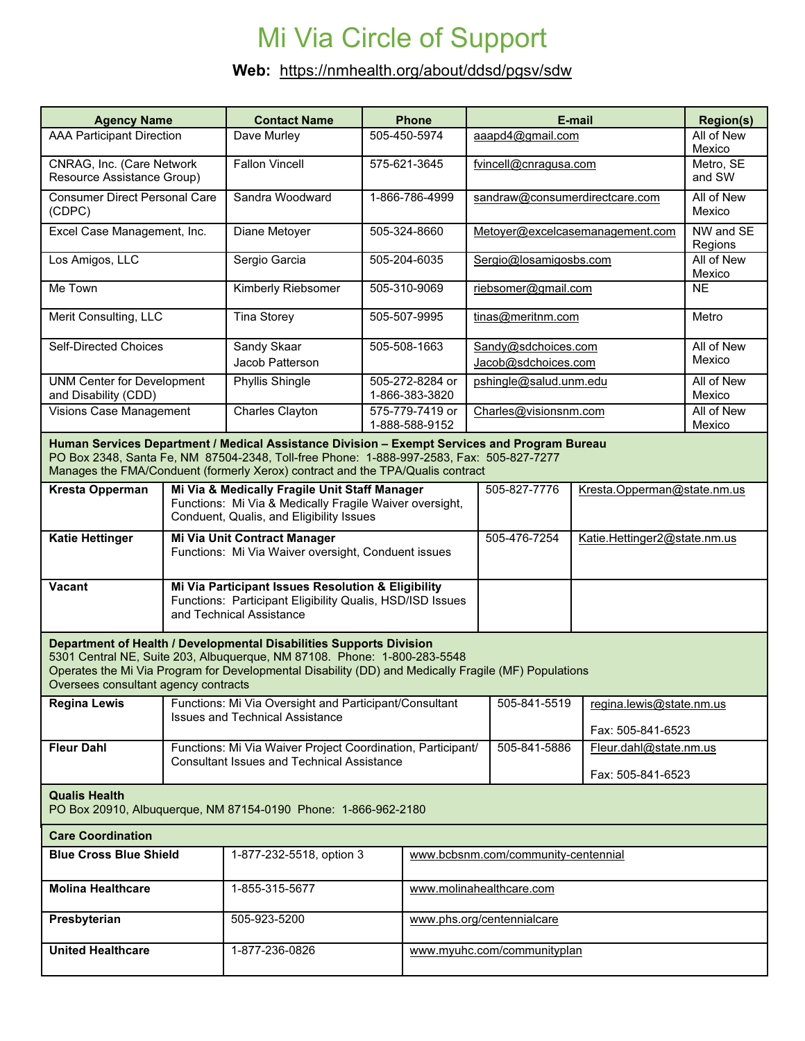# Mi Via Circle of Support

**Web:** https://nmhealth.org/about/ddsd/pgsv/sdw

| Agency Name | Contact Name | Phone | E-mail | Region(s) |
|---|---|---|---|---|
| AAA Participant Direction | Dave Murley | 505-450-5974 | aaapd4@gmail.com | All of New Mexico |
| CNRAG, Inc. (Care Network Resource Assistance Group) | Fallon Vincell | 575-621-3645 | fvincell@cnragusa.com | Metro, SE and SW |
| Consumer Direct Personal Care (CDPC) | Sandra Woodward | 1-866-786-4999 | sandraw@consumerdirectcare.com | All of New Mexico |
| Excel Case Management, Inc. | Diane Metoyer | 505-324-8660 | Metoyer@excelcasemanagement.com | NW and SE Regions |
| Los Amigos, LLC | Sergio Garcia | 505-204-6035 | Sergio@losamigosbs.com | All of New Mexico |
| Me Town | Kimberly Riebsomer | 505-310-9069 | riebsomer@gmail.com | NE |
| Merit Consulting, LLC | Tina Storey | 505-507-9995 | tinas@meritnm.com | Metro |
| Self-Directed Choices | Sandy Skaar<br>Jacob Patterson | 505-508-1663 | Sandy@sdchoices.com<br>Jacob@sdchoices.com | All of New Mexico |
| UNM Center for Development and Disability (CDD) | Phyllis Shingle | 505-272-8284 or 1-866-383-3820 | pshingle@salud.unm.edu | All of New Mexico |
| Visions Case Management | Charles Clayton | 575-779-7419 or 1-888-588-9152 | Charles@visionsnm.com | All of New Mexico |

**Human Services Department / Medical Assistance Division – Exempt Services and Program Bureau**
PO Box 2348, Santa Fe, NM 87504-2348, Toll-free Phone: 1-888-997-2583, Fax: 505-827-7277
Manages the FMA/Conduent (formerly Xerox) contract and the TPA/Qualis contract

| | | | |
|---|---|---|---|
| **Kresta Opperman** | **Mi Via & Medically Fragile Unit Staff Manager**<br>Functions: Mi Via & Medically Fragile Waiver oversight, Conduent, Qualis, and Eligibility Issues | 505-827-7776 | Kresta.Opperman@state.nm.us |
| **Katie Hettinger** | **Mi Via Unit Contract Manager**<br>Functions: Mi Via Waiver oversight, Conduent issues | 505-476-7254 | Katie.Hettinger2@state.nm.us |
| **Vacant** | **Mi Via Participant Issues Resolution & Eligibility**<br>Functions: Participant Eligibility Qualis, HSD/ISD Issues and Technical Assistance | | |

**Department of Health / Developmental Disabilities Supports Division**
5301 Central NE, Suite 203, Albuquerque, NM 87108. Phone: 1-800-283-5548
Operates the Mi Via Program for Developmental Disability (DD) and Medically Fragile (MF) Populations
Oversees consultant agency contracts

| | | | |
|---|---|---|---|
| **Regina Lewis** | Functions: Mi Via Oversight and Participant/Consultant Issues and Technical Assistance | 505-841-5519 | regina.lewis@state.nm.us<br>Fax: 505-841-6523 |
| **Fleur Dahl** | Functions: Mi Via Waiver Project Coordination, Participant/ Consultant Issues and Technical Assistance | 505-841-5886 | Fleur.dahl@state.nm.us<br>Fax: 505-841-6523 |

**Qualis Health**
PO Box 20910, Albuquerque, NM 87154-0190 Phone: 1-866-962-2180

**Care Coordination**

| | | |
|---|---|---|
| **Blue Cross Blue Shield** | 1-877-232-5518, option 3 | www.bcbsnm.com/community-centennial |
| **Molina Healthcare** | 1-855-315-5677 | www.molinahealthcare.com |
| **Presbyterian** | 505-923-5200 | www.phs.org/centennialcare |
| **United Healthcare** | 1-877-236-0826 | www.myuhc.com/communityplan |